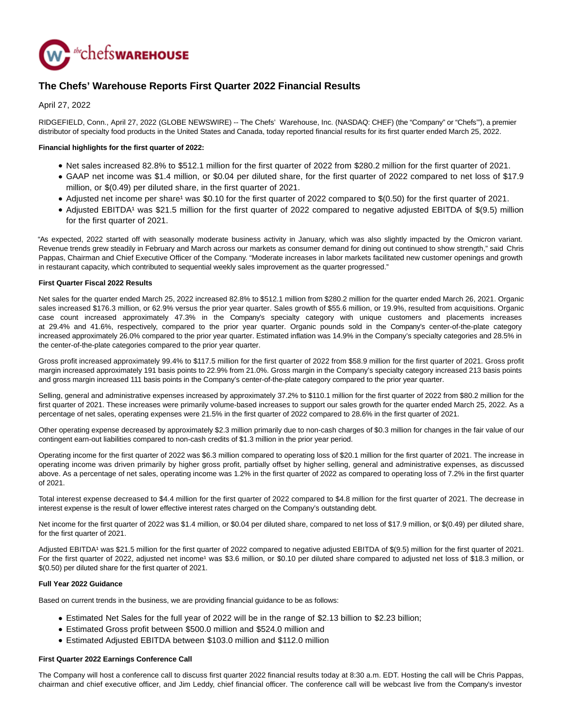# The Chefs' Warehouse Reports First Quarter 2022 Financial Results

April 27, 2022

RIDGEFIELD, Conn., April 27, 2022 (GLOBE NEWSWIRE) -- The Chefs' Warehouse, Inc. (NASDAQ: CHEF) (the "Company" or "Chefs'"), a premier distributor of specialty food products in the United States and Canada, today reported financial results for its first quarter ended March 25, 2022.

**Financial highlights for the first quarter of 2022:**

- Net sales increased 82.8% to $512.1 million for the first quarter of 2022 from $280.2 million for the first quarter of 2021.
- GAAP net income was $1.4 million, or $0.04 per diluted share, for the first quarter of 2022 compared to net loss of $17.9 million, or $(0.49) per diluted share, in the first quarter of 2021.
- Adjusted net income per share[1] was $0.10 for the first quarter of 2022 compared to $(0.50) for the first quarter of 2021.
- Adjusted EBITDA[1] was $21.5 million for the first quarter of 2022 compared to negative adjusted EBITDA of $(9.5) million for the first quarter of 2021.

"As expected, 2022 started off with seasonally moderate business activity in January, which was also slightly impacted by the Omicron variant. Revenue trends grew steadily in February and March across our markets as consumer demand for dining out continued to show strength," said Chris Pappas, Chairman and Chief Executive Officer of the Company. "Moderate increases in labor markets facilitated new customer openings and growth in restaurant capacity, which contributed to sequential weekly sales improvement as the quarter progressed."

**First Quarter Fiscal 2022 Results**

Net sales for the quarter ended March 25, 2022 increased 82.8% to $512.1 million from $280.2 million for the quarter ended March 26, 2021. Organic sales increased $176.3 million, or 62.9% versus the prior year quarter. Sales growth of $55.6 million, or 19.9%, resulted from acquisitions. Organic case count increased approximately 47.3% in the Company's specialty category with unique customers and placements increases at 29.4% and 41.6%, respectively, compared to the prior year quarter. Organic pounds sold in the Company's center-of-the-plate category increased approximately 26.0% compared to the prior year quarter. Estimated inflation was 14.9% in the Company's specialty categories and 28.5% in the center-of-the-plate categories compared to the prior year quarter.

Gross profit increased approximately 99.4% to $117.5 million for the first quarter of 2022 from $58.9 million for the first quarter of 2021. Gross profit margin increased approximately 191 basis points to 22.9% from 21.0%. Gross margin in the Company's specialty category increased 213 basis points and gross margin increased 111 basis points in the Company's center-of-the-plate category compared to the prior year quarter.

Selling, general and administrative expenses increased by approximately 37.2% to $110.1 million for the first quarter of 2022 from $80.2 million for the first quarter of 2021. These increases were primarily volume-based increases to support our sales growth for the quarter ended March 25, 2022. As a percentage of net sales, operating expenses were 21.5% in the first quarter of 2022 compared to 28.6% in the first quarter of 2021.

Other operating expense decreased by approximately $2.3 million primarily due to non-cash charges of $0.3 million for changes in the fair value of our contingent earn-out liabilities compared to non-cash credits of $1.3 million in the prior year period.

Operating income for the first quarter of 2022 was $6.3 million compared to operating loss of $20.1 million for the first quarter of 2021. The increase in operating income was driven primarily by higher gross profit, partially offset by higher selling, general and administrative expenses, as discussed above. As a percentage of net sales, operating income was 1.2% in the first quarter of 2022 as compared to operating loss of 7.2% in the first quarter of 2021.

Total interest expense decreased to $4.4 million for the first quarter of 2022 compared to $4.8 million for the first quarter of 2021. The decrease in interest expense is the result of lower effective interest rates charged on the Company's outstanding debt.

Net income for the first quarter of 2022 was $1.4 million, or $0.04 per diluted share, compared to net loss of $17.9 million, or $(0.49) per diluted share, for the first quarter of 2021.

Adjusted EBITDA[1] was $21.5 million for the first quarter of 2022 compared to negative adjusted EBITDA of $(9.5) million for the first quarter of 2021. For the first quarter of 2022, adjusted net income[1] was $3.6 million, or $0.10 per diluted share compared to adjusted net loss of $18.3 million, or $(0.50) per diluted share for the first quarter of 2021.

**Full Year 2022 Guidance**

Based on current trends in the business, we are providing financial guidance to be as follows:

- Estimated Net Sales for the full year of 2022 will be in the range of $2.13 billion to $2.23 billion;
- Estimated Gross profit between $500.0 million and $524.0 million and
- Estimated Adjusted EBITDA between $103.0 million and $112.0 million

**First Quarter 2022 Earnings Conference Call**

The Company will host a conference call to discuss first quarter 2022 financial results today at 8:30 a.m. EDT. Hosting the call will be Chris Pappas, chairman and chief executive officer, and Jim Leddy, chief financial officer. The conference call will be webcast live from the Company's investor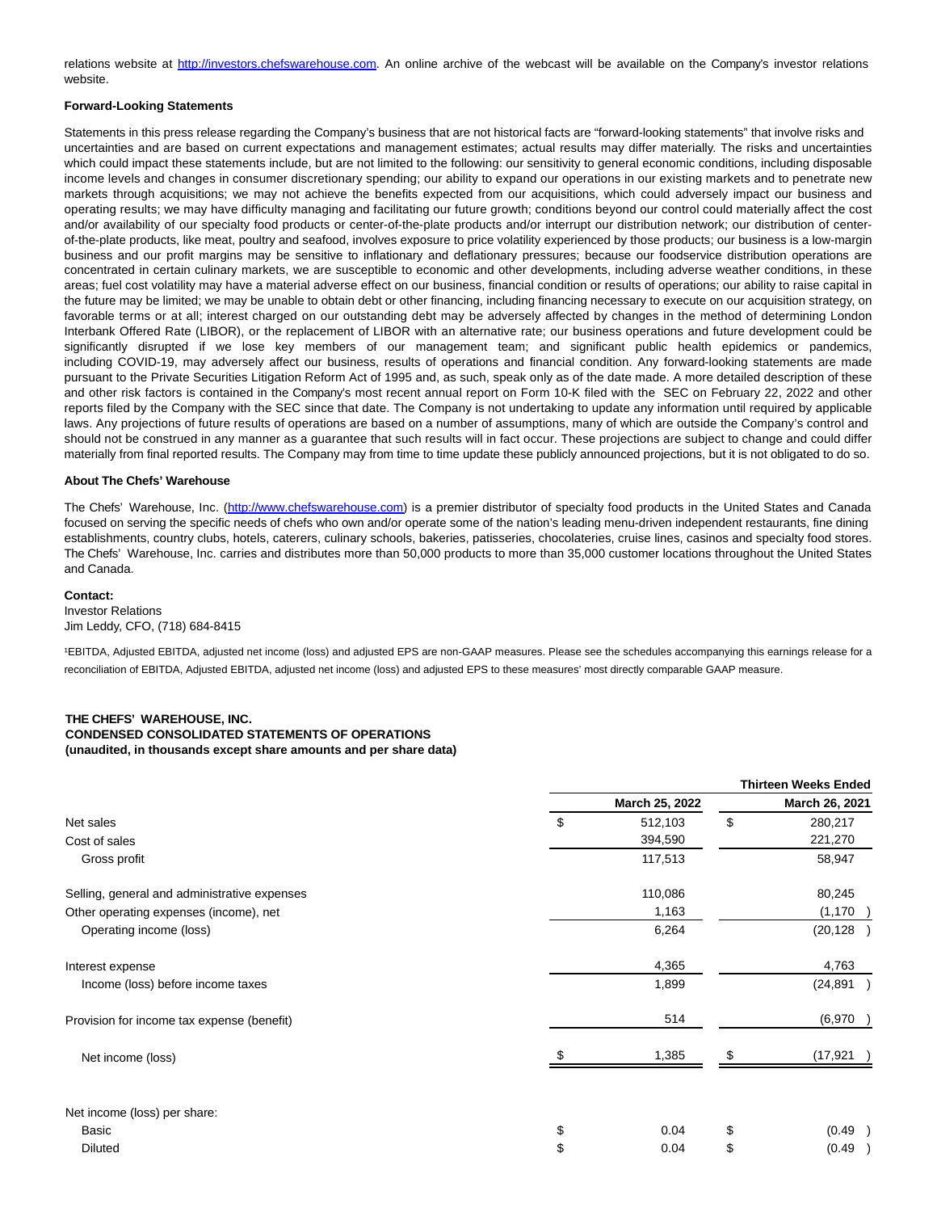relations website at http://investors.chefswarehouse.com. An online archive of the webcast will be available on the Company's investor relations website.

**Forward-Looking Statements**

Statements in this press release regarding the Company's business that are not historical facts are "forward-looking statements" that involve risks and uncertainties and are based on current expectations and management estimates; actual results may differ materially. The risks and uncertainties which could impact these statements include, but are not limited to the following: our sensitivity to general economic conditions, including disposable income levels and changes in consumer discretionary spending; our ability to expand our operations in our existing markets and to penetrate new markets through acquisitions; we may not achieve the benefits expected from our acquisitions, which could adversely impact our business and operating results; we may have difficulty managing and facilitating our future growth; conditions beyond our control could materially affect the cost and/or availability of our specialty food products or center-of-the-plate products and/or interrupt our distribution network; our distribution of center-of-the-plate products, like meat, poultry and seafood, involves exposure to price volatility experienced by those products; our business is a low-margin business and our profit margins may be sensitive to inflationary and deflationary pressures; because our foodservice distribution operations are concentrated in certain culinary markets, we are susceptible to economic and other developments, including adverse weather conditions, in these areas; fuel cost volatility may have a material adverse effect on our business, financial condition or results of operations; our ability to raise capital in the future may be limited; we may be unable to obtain debt or other financing, including financing necessary to execute on our acquisition strategy, on favorable terms or at all; interest charged on our outstanding debt may be adversely affected by changes in the method of determining London Interbank Offered Rate (LIBOR), or the replacement of LIBOR with an alternative rate; our business operations and future development could be significantly disrupted if we lose key members of our management team; and significant public health epidemics or pandemics, including COVID-19, may adversely affect our business, results of operations and financial condition. Any forward-looking statements are made pursuant to the Private Securities Litigation Reform Act of 1995 and, as such, speak only as of the date made. A more detailed description of these and other risk factors is contained in the Company's most recent annual report on Form 10-K filed with the SEC on February 22, 2022 and other reports filed by the Company with the SEC since that date. The Company is not undertaking to update any information until required by applicable laws. Any projections of future results of operations are based on a number of assumptions, many of which are outside the Company's control and should not be construed in any manner as a guarantee that such results will in fact occur. These projections are subject to change and could differ materially from final reported results. The Company may from time to time update these publicly announced projections, but it is not obligated to do so.

**About The Chefs' Warehouse**

The Chefs' Warehouse, Inc. (http://www.chefswarehouse.com) is a premier distributor of specialty food products in the United States and Canada focused on serving the specific needs of chefs who own and/or operate some of the nation's leading menu-driven independent restaurants, fine dining establishments, country clubs, hotels, caterers, culinary schools, bakeries, patisseries, chocolateries, cruise lines, casinos and specialty food stores. The Chefs' Warehouse, Inc. carries and distributes more than 50,000 products to more than 35,000 customer locations throughout the United States and Canada.

**Contact:**
Investor Relations
Jim Leddy, CFO, (718) 684-8415

[1]EBITDA, Adjusted EBITDA, adjusted net income (loss) and adjusted EPS are non-GAAP measures. Please see the schedules accompanying this earnings release for a reconciliation of EBITDA, Adjusted EBITDA, adjusted net income (loss) and adjusted EPS to these measures' most directly comparable GAAP measure.

**THE CHEFS' WAREHOUSE, INC.**
**CONDENSED CONSOLIDATED STATEMENTS OF OPERATIONS**
**(unaudited, in thousands except share amounts and per share data)**

| | Thirteen Weeks Ended | |
|---|---|---|
| | March 25, 2022 | March 26, 2021 |
| Net sales | $ 512,103 | $ 280,217 |
| Cost of sales | 394,590 | 221,270 |
| Gross profit | 117,513 | 58,947 |
| Selling, general and administrative expenses | 110,086 | 80,245 |
| Other operating expenses (income), net | 1,163 | (1,170) |
| Operating income (loss) | 6,264 | (20,128) |
| Interest expense | 4,365 | 4,763 |
| Income (loss) before income taxes | 1,899 | (24,891) |
| Provision for income tax expense (benefit) | 514 | (6,970) |
| Net income (loss) | $ 1,385 | $ (17,921) |
| Net income (loss) per share: | | |
| Basic | $ 0.04 | $ (0.49) |
| Diluted | $ 0.04 | $ (0.49) |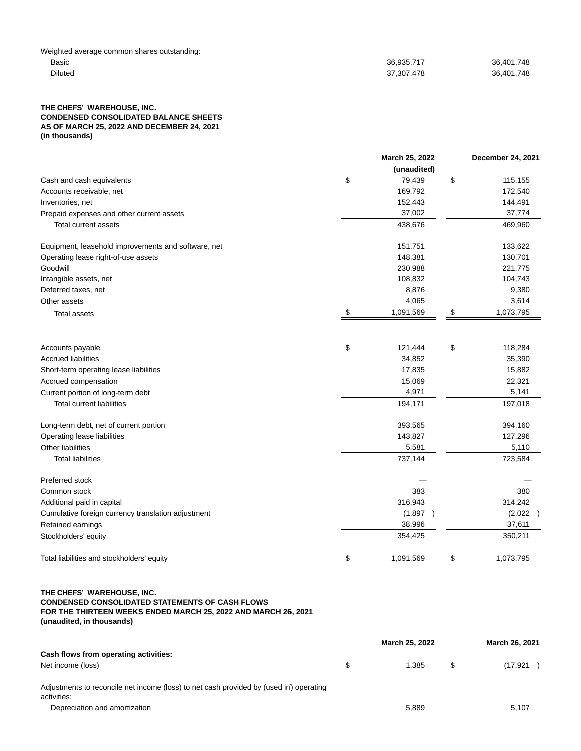| | | |
|---|---|---|
| Weighted average common shares outstanding: | | |
| Basic | 36,935,717 | 36,401,748 |
| Diluted | 37,307,478 | 36,401,748 |

**THE CHEFS' WAREHOUSE, INC.**
**CONDENSED CONSOLIDATED BALANCE SHEETS**
**AS OF MARCH 25, 2022 AND DECEMBER 24, 2021**
**(in thousands)**

| | March 25, 2022 | December 24, 2021 |
|---|---|---|
| | (unaudited) | |
| Cash and cash equivalents | $ 79,439 | $ 115,155 |
| Accounts receivable, net | 169,792 | 172,540 |
| Inventories, net | 152,443 | 144,491 |
| Prepaid expenses and other current assets | 37,002 | 37,774 |
| Total current assets | 438,676 | 469,960 |
| Equipment, leasehold improvements and software, net | 151,751 | 133,622 |
| Operating lease right-of-use assets | 148,381 | 130,701 |
| Goodwill | 230,988 | 221,775 |
| Intangible assets, net | 108,832 | 104,743 |
| Deferred taxes, net | 8,876 | 9,380 |
| Other assets | 4,065 | 3,614 |
| Total assets | $ 1,091,569 | $ 1,073,795 |
| Accounts payable | $ 121,444 | $ 118,284 |
| Accrued liabilities | 34,852 | 35,390 |
| Short-term operating lease liabilities | 17,835 | 15,882 |
| Accrued compensation | 15,069 | 22,321 |
| Current portion of long-term debt | 4,971 | 5,141 |
| Total current liabilities | 194,171 | 197,018 |
| Long-term debt, net of current portion | 393,565 | 394,160 |
| Operating lease liabilities | 143,827 | 127,296 |
| Other liabilities | 5,581 | 5,110 |
| Total liabilities | 737,144 | 723,584 |
| Preferred stock | — | — |
| Common stock | 383 | 380 |
| Additional paid in capital | 316,943 | 314,242 |
| Cumulative foreign currency translation adjustment | (1,897) | (2,022) |
| Retained earnings | 38,996 | 37,611 |
| Stockholders' equity | 354,425 | 350,211 |
| Total liabilities and stockholders' equity | $ 1,091,569 | $ 1,073,795 |

**THE CHEFS' WAREHOUSE, INC.**
**CONDENSED CONSOLIDATED STATEMENTS OF CASH FLOWS**
**FOR THE THIRTEEN WEEKS ENDED MARCH 25, 2022 AND MARCH 26, 2021**
**(unaudited, in thousands)**

| | March 25, 2022 | March 26, 2021 |
|---|---|---|
| **Cash flows from operating activities:** | | |
| Net income (loss) | $ 1,385 | $ (17,921) |
| Adjustments to reconcile net income (loss) to net cash provided by (used in) operating activities: | | |
| Depreciation and amortization | 5,889 | 5,107 |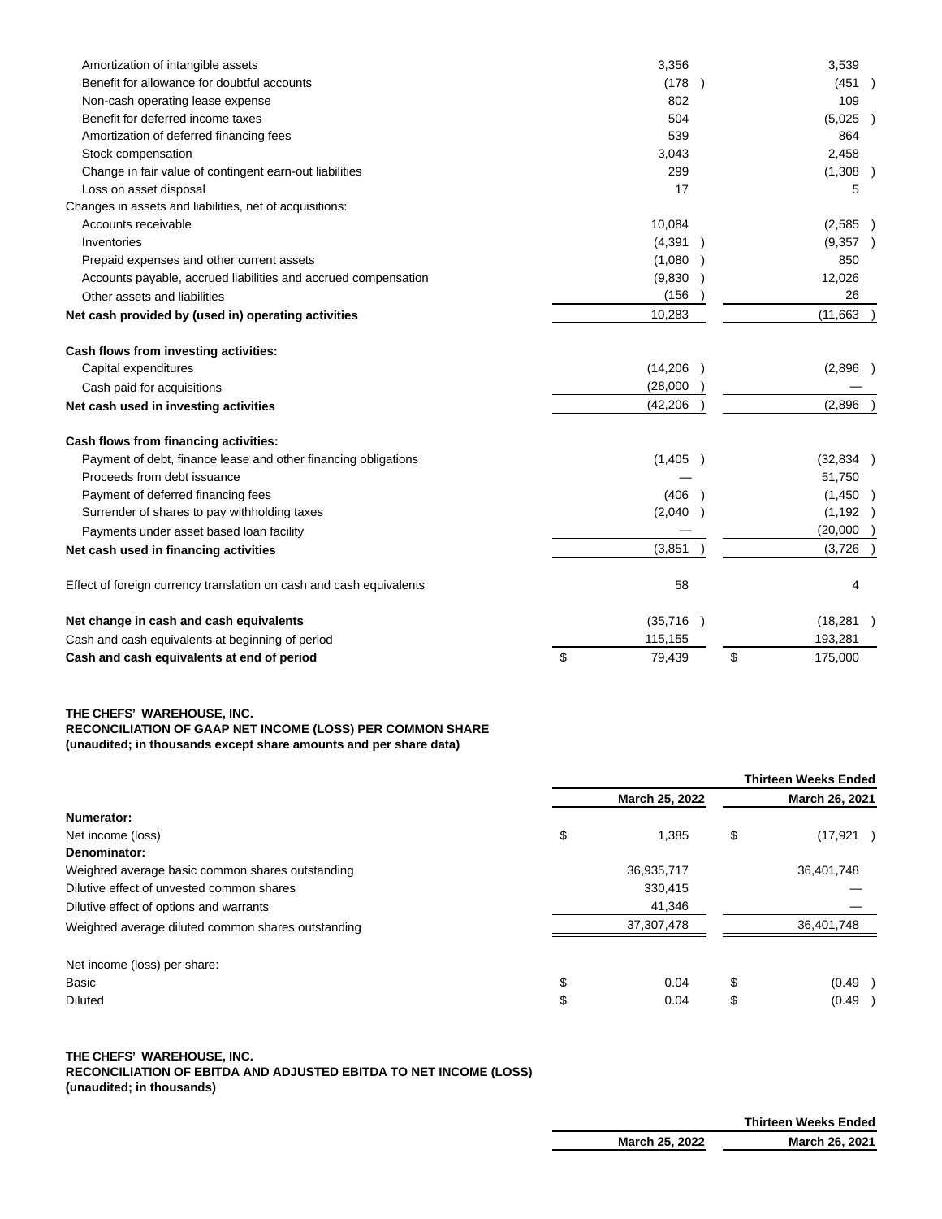| | | |
|---|---|---|
| Amortization of intangible assets | 3,356 | 3,539 |
| Benefit for allowance for doubtful accounts | (178 ) | (451 ) |
| Non-cash operating lease expense | 802 | 109 |
| Benefit for deferred income taxes | 504 | (5,025 ) |
| Amortization of deferred financing fees | 539 | 864 |
| Stock compensation | 3,043 | 2,458 |
| Change in fair value of contingent earn-out liabilities | 299 | (1,308 ) |
| Loss on asset disposal | 17 | 5 |
| Changes in assets and liabilities, net of acquisitions: | | |
| Accounts receivable | 10,084 | (2,585 ) |
| Inventories | (4,391 ) | (9,357 ) |
| Prepaid expenses and other current assets | (1,080 ) | 850 |
| Accounts payable, accrued liabilities and accrued compensation | (9,830 ) | 12,026 |
| Other assets and liabilities | (156 ) | 26 |
| **Net cash provided by (used in) operating activities** | 10,283 | (11,663 ) |
| **Cash flows from investing activities:** | | |
| Capital expenditures | (14,206 ) | (2,896 ) |
| Cash paid for acquisitions | (28,000 ) | — |
| **Net cash used in investing activities** | (42,206 ) | (2,896 ) |
| **Cash flows from financing activities:** | | |
| Payment of debt, finance lease and other financing obligations | (1,405 ) | (32,834 ) |
| Proceeds from debt issuance | — | 51,750 |
| Payment of deferred financing fees | (406 ) | (1,450 ) |
| Surrender of shares to pay withholding taxes | (2,040 ) | (1,192 ) |
| Payments under asset based loan facility | — | (20,000 ) |
| **Net cash used in financing activities** | (3,851 ) | (3,726 ) |
| Effect of foreign currency translation on cash and cash equivalents | 58 | 4 |
| **Net change in cash and cash equivalents** | (35,716 ) | (18,281 ) |
| Cash and cash equivalents at beginning of period | 115,155 | 193,281 |
| **Cash and cash equivalents at end of period** | $ 79,439 | $ 175,000 |

**THE CHEFS' WAREHOUSE, INC.**
**RECONCILIATION OF GAAP NET INCOME (LOSS) PER COMMON SHARE**
**(unaudited; in thousands except share amounts and per share data)**

| | Thirteen Weeks Ended | |
|---|---|---|
| | **March 25, 2022** | **March 26, 2021** |
| **Numerator:** | | |
| Net income (loss) | $ 1,385 | $ (17,921 ) |
| **Denominator:** | | |
| Weighted average basic common shares outstanding | 36,935,717 | 36,401,748 |
| Dilutive effect of unvested common shares | 330,415 | — |
| Dilutive effect of options and warrants | 41,346 | — |
| Weighted average diluted common shares outstanding | 37,307,478 | 36,401,748 |
| Net income (loss) per share: | | |
| Basic | $ 0.04 | $ (0.49 ) |
| Diluted | $ 0.04 | $ (0.49 ) |

**THE CHEFS' WAREHOUSE, INC.**
**RECONCILIATION OF EBITDA AND ADJUSTED EBITDA TO NET INCOME (LOSS)**
**(unaudited; in thousands)**

| | Thirteen Weeks Ended | |
|---|---|---|
| | **March 25, 2022** | **March 26, 2021** |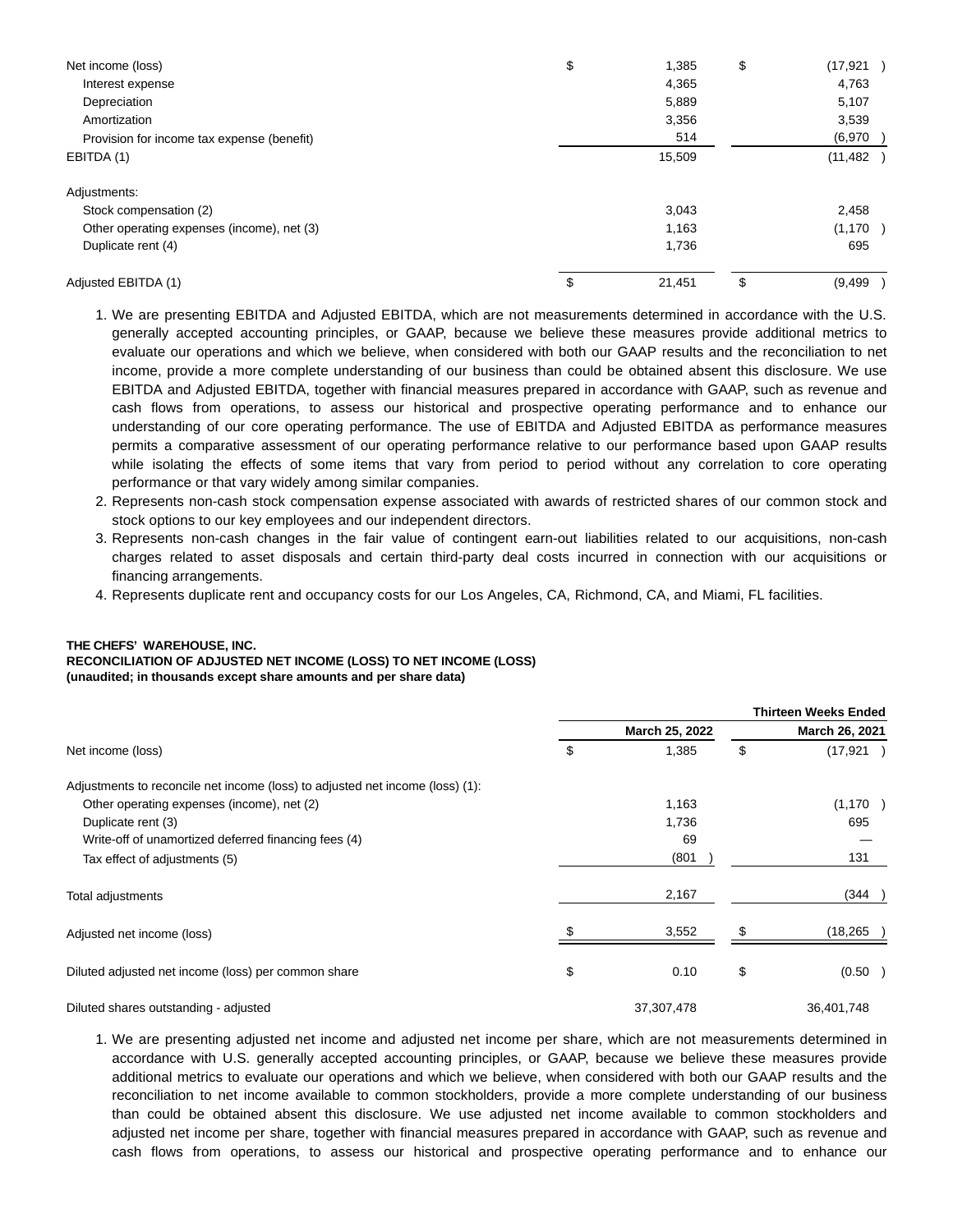| | | | | |
|---|---|---|---|---|
| Net income (loss) | $ | 1,385 | $ | (17,921 ) |
| Interest expense | | 4,365 | | 4,763 |
| Depreciation | | 5,889 | | 5,107 |
| Amortization | | 3,356 | | 3,539 |
| Provision for income tax expense (benefit) | | 514 | | (6,970 ) |
| EBITDA (1) | | 15,509 | | (11,482 ) |
| Adjustments: | | | | |
| Stock compensation (2) | | 3,043 | | 2,458 |
| Other operating expenses (income), net (3) | | 1,163 | | (1,170 ) |
| Duplicate rent (4) | | 1,736 | | 695 |
| Adjusted EBITDA (1) | $ | 21,451 | $ | (9,499 ) |

1. We are presenting EBITDA and Adjusted EBITDA, which are not measurements determined in accordance with the U.S. generally accepted accounting principles, or GAAP, because we believe these measures provide additional metrics to evaluate our operations and which we believe, when considered with both our GAAP results and the reconciliation to net income, provide a more complete understanding of our business than could be obtained absent this disclosure. We use EBITDA and Adjusted EBITDA, together with financial measures prepared in accordance with GAAP, such as revenue and cash flows from operations, to assess our historical and prospective operating performance and to enhance our understanding of our core operating performance. The use of EBITDA and Adjusted EBITDA as performance measures permits a comparative assessment of our operating performance relative to our performance based upon GAAP results while isolating the effects of some items that vary from period to period without any correlation to core operating performance or that vary widely among similar companies.
2. Represents non-cash stock compensation expense associated with awards of restricted shares of our common stock and stock options to our key employees and our independent directors.
3. Represents non-cash changes in the fair value of contingent earn-out liabilities related to our acquisitions, non-cash charges related to asset disposals and certain third-party deal costs incurred in connection with our acquisitions or financing arrangements.
4. Represents duplicate rent and occupancy costs for our Los Angeles, CA, Richmond, CA, and Miami, FL facilities.

**THE CHEFS' WAREHOUSE, INC.**
**RECONCILIATION OF ADJUSTED NET INCOME (LOSS) TO NET INCOME (LOSS)**
**(unaudited; in thousands except share amounts and per share data)**

| | Thirteen Weeks Ended | | | |
|---|---|---|---|---|
| | March 25, 2022 | | March 26, 2021 | |
| Net income (loss) | $ | 1,385 | $ | (17,921 ) |
| Adjustments to reconcile net income (loss) to adjusted net income (loss) (1): | | | | |
| Other operating expenses (income), net (2) | | 1,163 | | (1,170 ) |
| Duplicate rent (3) | | 1,736 | | 695 |
| Write-off of unamortized deferred financing fees (4) | | 69 | | — |
| Tax effect of adjustments (5) | | (801 ) | | 131 |
| Total adjustments | | 2,167 | | (344 ) |
| Adjusted net income (loss) | $ | 3,552 | $ | (18,265 ) |
| Diluted adjusted net income (loss) per common share | $ | 0.10 | $ | (0.50 ) |
| Diluted shares outstanding - adjusted | | 37,307,478 | | 36,401,748 |

1. We are presenting adjusted net income and adjusted net income per share, which are not measurements determined in accordance with U.S. generally accepted accounting principles, or GAAP, because we believe these measures provide additional metrics to evaluate our operations and which we believe, when considered with both our GAAP results and the reconciliation to net income available to common stockholders, provide a more complete understanding of our business than could be obtained absent this disclosure. We use adjusted net income available to common stockholders and adjusted net income per share, together with financial measures prepared in accordance with GAAP, such as revenue and cash flows from operations, to assess our historical and prospective operating performance and to enhance our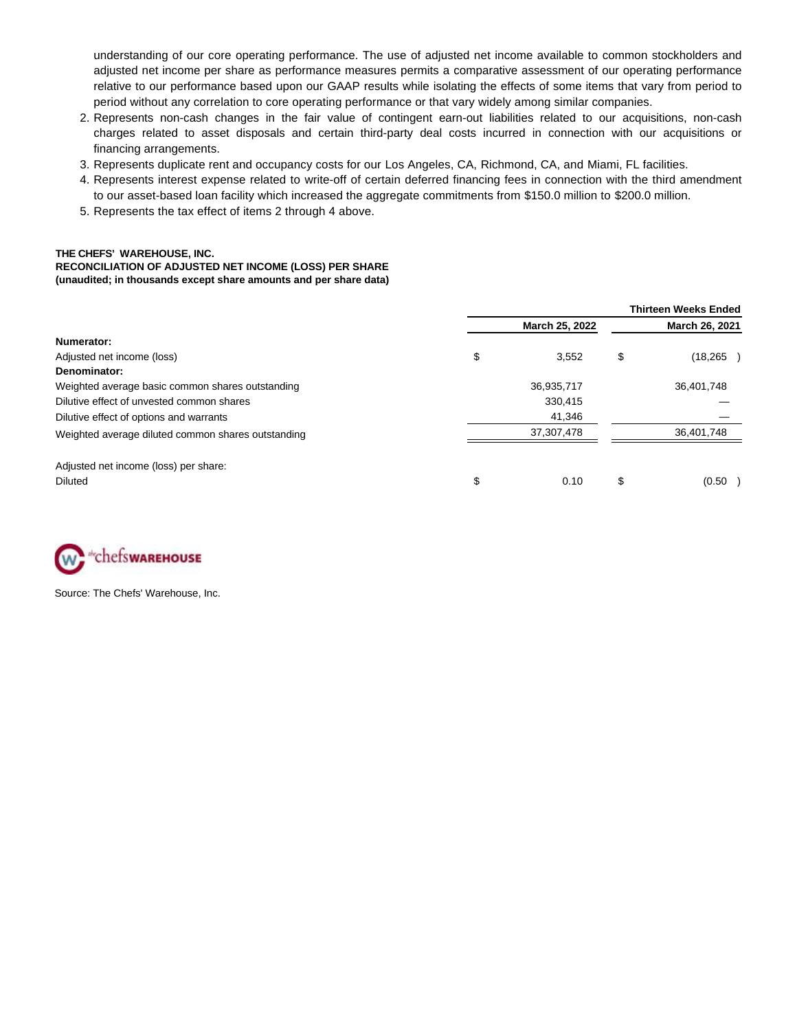understanding of our core operating performance. The use of adjusted net income available to common stockholders and adjusted net income per share as performance measures permits a comparative assessment of our operating performance relative to our performance based upon our GAAP results while isolating the effects of some items that vary from period to period without any correlation to core operating performance or that vary widely among similar companies.

2. Represents non-cash changes in the fair value of contingent earn-out liabilities related to our acquisitions, non-cash charges related to asset disposals and certain third-party deal costs incurred in connection with our acquisitions or financing arrangements.
3. Represents duplicate rent and occupancy costs for our Los Angeles, CA, Richmond, CA, and Miami, FL facilities.
4. Represents interest expense related to write-off of certain deferred financing fees in connection with the third amendment to our asset-based loan facility which increased the aggregate commitments from $150.0 million to $200.0 million.
5. Represents the tax effect of items 2 through 4 above.

**THE CHEFS' WAREHOUSE, INC.**
**RECONCILIATION OF ADJUSTED NET INCOME (LOSS) PER SHARE**
**(unaudited; in thousands except share amounts and per share data)**

| | Thirteen Weeks Ended | |
|---|---|---|
| | March 25, 2022 | March 26, 2021 |
| **Numerator:** | | |
| Adjusted net income (loss) | $ 3,552 | $ (18,265) |
| **Denominator:** | | |
| Weighted average basic common shares outstanding | 36,935,717 | 36,401,748 |
| Dilutive effect of unvested common shares | 330,415 | — |
| Dilutive effect of options and warrants | 41,346 | — |
| Weighted average diluted common shares outstanding | 37,307,478 | 36,401,748 |
| Adjusted net income (loss) per share: | | |
| Diluted | $ 0.10 | $ (0.50) |

the chefs WAREHOUSE

Source: The Chefs' Warehouse, Inc.